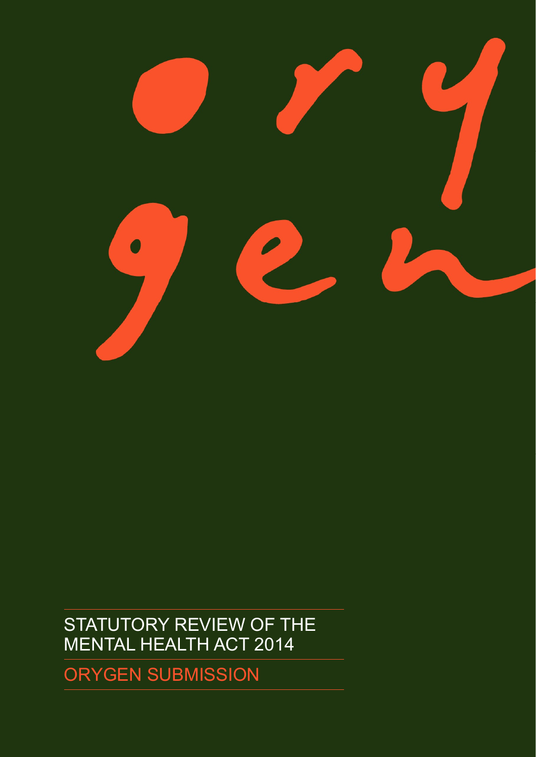# STATUTORY REVIEW OF THE MENTAL HEALTH ACT 2014

## ORYGEN SUBMISSION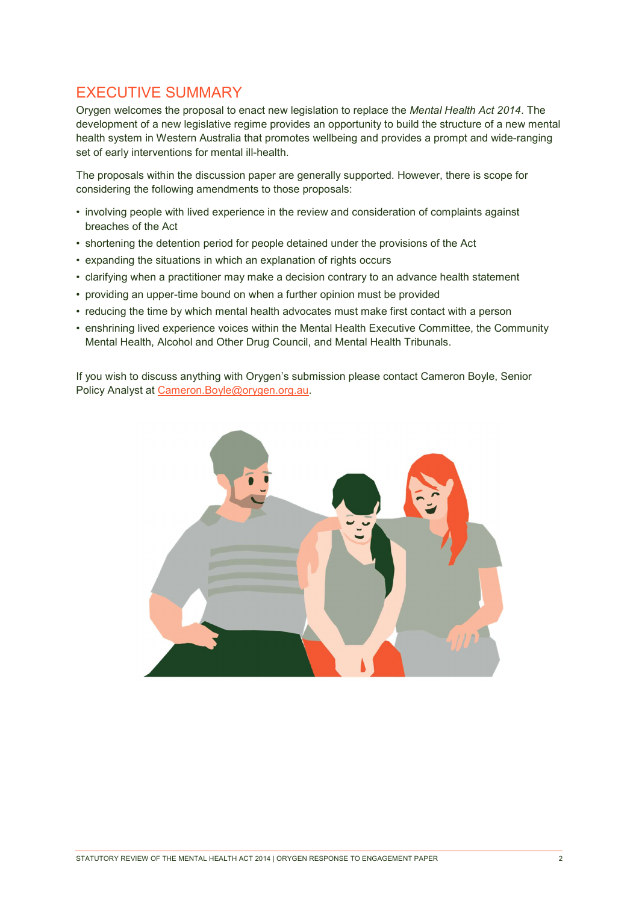# EXECUTIVE SUMMARY

Orygen welcomes the proposal to enact new legislation to replace the *Mental Health Act 2014*. The development of a new legislative regime provides an opportunity to build the structure of a new mental health system in Western Australia that promotes wellbeing and provides a prompt and wide-ranging set of early interventions for mental ill-health.

The proposals within the discussion paper are generally supported. However, there is scope for considering the following amendments to those proposals:

- involving people with lived experience in the review and consideration of complaints against breaches of the Act
- shortening the detention period for people detained under the provisions of the Act
- expanding the situations in which an explanation of rights occurs
- clarifying when a practitioner may make a decision contrary to an advance health statement
- providing an upper-time bound on when a further opinion must be provided
- reducing the time by which mental health advocates must make first contact with a person
- enshrining lived experience voices within the Mental Health Executive Committee, the Community Mental Health, Alcohol and Other Drug Council, and Mental Health Tribunals.

If you wish to discuss anything with Orygen's submission please contact Cameron Boyle, Senior Policy Analyst at Cameron.Boyle@orygen.org.au.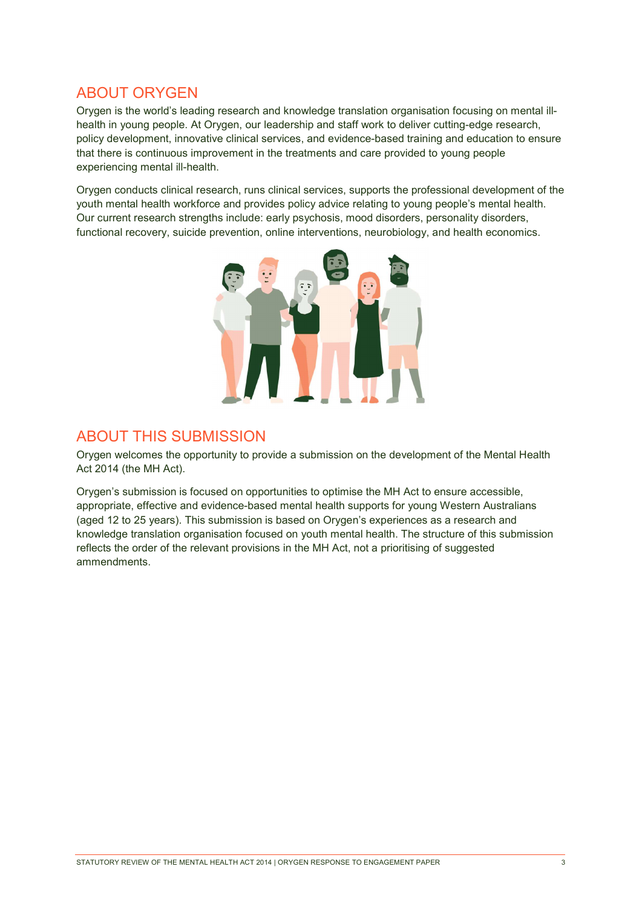## ABOUT ORYGEN

Orygen is the world's leading research and knowledge translation organisation focusing on mental ill-health in young people. At Orygen, our leadership and staff work to deliver cutting-edge research, policy development, innovative clinical services, and evidence-based training and education to ensure that there is continuous improvement in the treatments and care provided to young people experiencing mental ill-health.

Orygen conducts clinical research, runs clinical services, supports the professional development of the youth mental health workforce and provides policy advice relating to young people's mental health. Our current research strengths include: early psychosis, mood disorders, personality disorders, functional recovery, suicide prevention, online interventions, neurobiology, and health economics.

## ABOUT THIS SUBMISSION

Orygen welcomes the opportunity to provide a submission on the development of the Mental Health Act 2014 (the MH Act).

Orygen's submission is focused on opportunities to optimise the MH Act to ensure accessible, appropriate, effective and evidence-based mental health supports for young Western Australians (aged 12 to 25 years). This submission is based on Orygen's experiences as a research and knowledge translation organisation focused on youth mental health. The structure of this submission reflects the order of the relevant provisions in the MH Act, not a prioritising of suggested ammendments.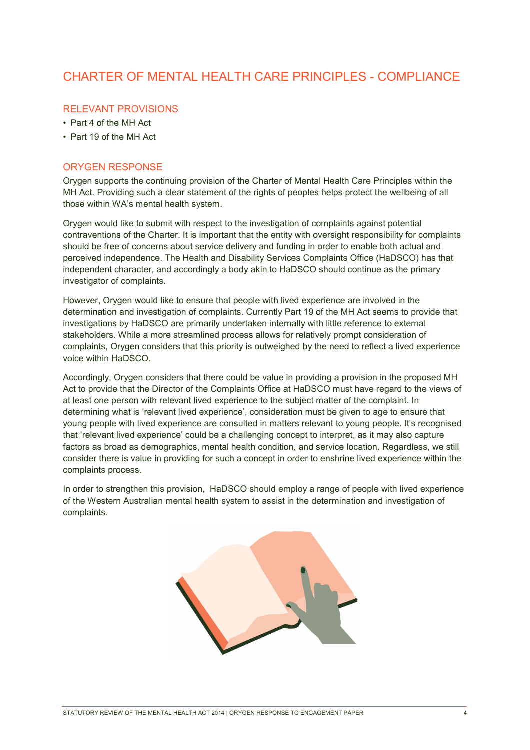# CHARTER OF MENTAL HEALTH CARE PRINCIPLES - COMPLIANCE

## RELEVANT PROVISIONS

- Part 4 of the MH Act
- Part 19 of the MH Act

## ORYGEN RESPONSE

Orygen supports the continuing provision of the Charter of Mental Health Care Principles within the MH Act. Providing such a clear statement of the rights of peoples helps protect the wellbeing of all those within WA's mental health system.

Orygen would like to submit with respect to the investigation of complaints against potential contraventions of the Charter. It is important that the entity with oversight responsibility for complaints should be free of concerns about service delivery and funding in order to enable both actual and perceived independence. The Health and Disability Services Complaints Office (HaDSCO) has that independent character, and accordingly a body akin to HaDSCO should continue as the primary investigator of complaints.

However, Orygen would like to ensure that people with lived experience are involved in the determination and investigation of complaints. Currently Part 19 of the MH Act seems to provide that investigations by HaDSCO are primarily undertaken internally with little reference to external stakeholders. While a more streamlined process allows for relatively prompt consideration of complaints, Orygen considers that this priority is outweighed by the need to reflect a lived experience voice within HaDSCO.

Accordingly, Orygen considers that there could be value in providing a provision in the proposed MH Act to provide that the Director of the Complaints Office at HaDSCO must have regard to the views of at least one person with relevant lived experience to the subject matter of the complaint. In determining what is 'relevant lived experience', consideration must be given to age to ensure that young people with lived experience are consulted in matters relevant to young people. It's recognised that 'relevant lived experience' could be a challenging concept to interpret, as it may also capture factors as broad as demographics, mental health condition, and service location. Regardless, we still consider there is value in providing for such a concept in order to enshrine lived experience within the complaints process.

In order to strengthen this provision, HaDSCO should employ a range of people with lived experience of the Western Australian mental health system to assist in the determination and investigation of complaints.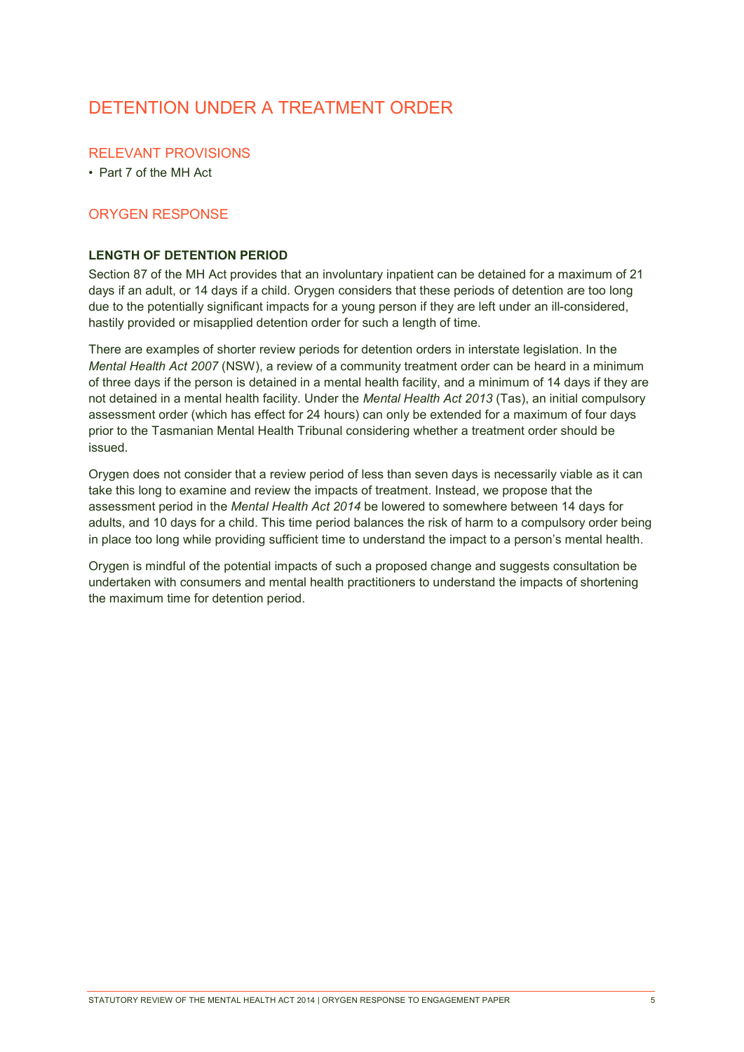# DETENTION UNDER A TREATMENT ORDER

## RELEVANT PROVISIONS

- Part 7 of the MH Act

## ORYGEN RESPONSE

### LENGTH OF DETENTION PERIOD

Section 87 of the MH Act provides that an involuntary inpatient can be detained for a maximum of 21 days if an adult, or 14 days if a child. Orygen considers that these periods of detention are too long due to the potentially significant impacts for a young person if they are left under an ill-considered, hastily provided or misapplied detention order for such a length of time.

There are examples of shorter review periods for detention orders in interstate legislation. In the *Mental Health Act 2007* (NSW), a review of a community treatment order can be heard in a minimum of three days if the person is detained in a mental health facility, and a minimum of 14 days if they are not detained in a mental health facility. Under the *Mental Health Act 2013* (Tas), an initial compulsory assessment order (which has effect for 24 hours) can only be extended for a maximum of four days prior to the Tasmanian Mental Health Tribunal considering whether a treatment order should be issued.

Orygen does not consider that a review period of less than seven days is necessarily viable as it can take this long to examine and review the impacts of treatment. Instead, we propose that the assessment period in the *Mental Health Act 2014* be lowered to somewhere between 14 days for adults, and 10 days for a child. This time period balances the risk of harm to a compulsory order being in place too long while providing sufficient time to understand the impact to a person's mental health.

Orygen is mindful of the potential impacts of such a proposed change and suggests consultation be undertaken with consumers and mental health practitioners to understand the impacts of shortening the maximum time for detention period.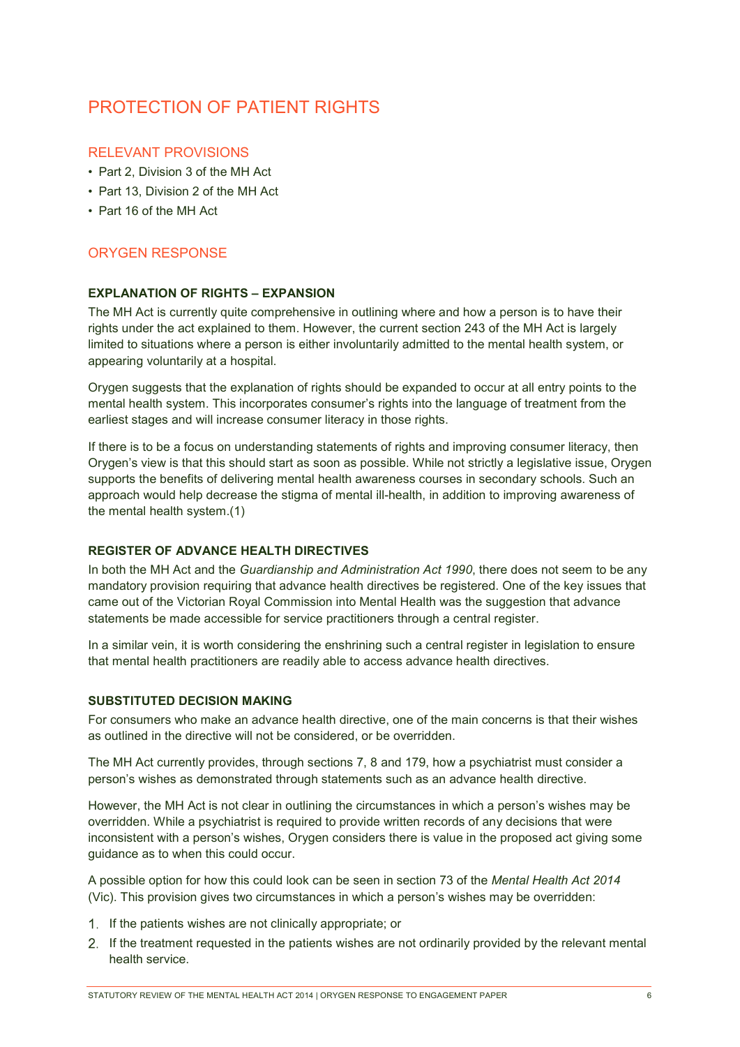# PROTECTION OF PATIENT RIGHTS

## RELEVANT PROVISIONS

- Part 2, Division 3 of the MH Act
- Part 13, Division 2 of the MH Act
- Part 16 of the MH Act

## ORYGEN RESPONSE

### EXPLANATION OF RIGHTS – EXPANSION

The MH Act is currently quite comprehensive in outlining where and how a person is to have their rights under the act explained to them. However, the current section 243 of the MH Act is largely limited to situations where a person is either involuntarily admitted to the mental health system, or appearing voluntarily at a hospital.

Orygen suggests that the explanation of rights should be expanded to occur at all entry points to the mental health system. This incorporates consumer's rights into the language of treatment from the earliest stages and will increase consumer literacy in those rights.

If there is to be a focus on understanding statements of rights and improving consumer literacy, then Orygen's view is that this should start as soon as possible. While not strictly a legislative issue, Orygen supports the benefits of delivering mental health awareness courses in secondary schools. Such an approach would help decrease the stigma of mental ill-health, in addition to improving awareness of the mental health system.(1)

### REGISTER OF ADVANCE HEALTH DIRECTIVES

In both the MH Act and the *Guardianship and Administration Act 1990*, there does not seem to be any mandatory provision requiring that advance health directives be registered. One of the key issues that came out of the Victorian Royal Commission into Mental Health was the suggestion that advance statements be made accessible for service practitioners through a central register.

In a similar vein, it is worth considering the enshrining such a central register in legislation to ensure that mental health practitioners are readily able to access advance health directives.

### SUBSTITUTED DECISION MAKING

For consumers who make an advance health directive, one of the main concerns is that their wishes as outlined in the directive will not be considered, or be overridden.

The MH Act currently provides, through sections 7, 8 and 179, how a psychiatrist must consider a person's wishes as demonstrated through statements such as an advance health directive.

However, the MH Act is not clear in outlining the circumstances in which a person's wishes may be overridden. While a psychiatrist is required to provide written records of any decisions that were inconsistent with a person's wishes, Orygen considers there is value in the proposed act giving some guidance as to when this could occur.

A possible option for how this could look can be seen in section 73 of the *Mental Health Act 2014* (Vic). This provision gives two circumstances in which a person's wishes may be overridden:

1. If the patients wishes are not clinically appropriate; or
2. If the treatment requested in the patients wishes are not ordinarily provided by the relevant mental health service.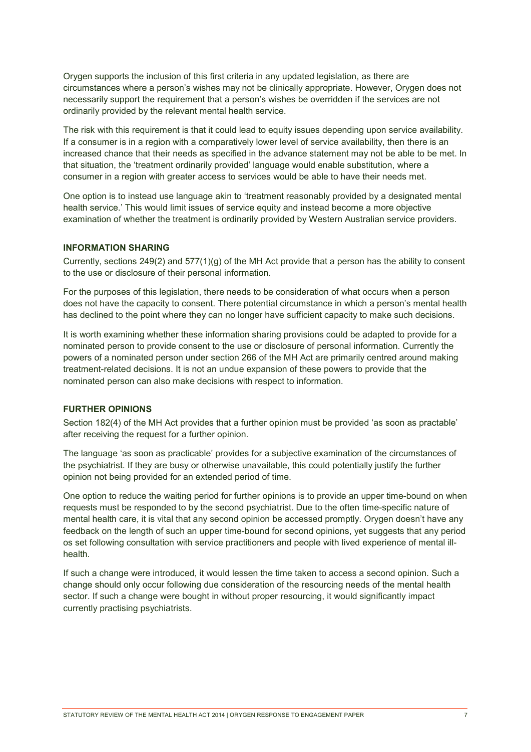Orygen supports the inclusion of this first criteria in any updated legislation, as there are circumstances where a person's wishes may not be clinically appropriate. However, Orygen does not necessarily support the requirement that a person's wishes be overridden if the services are not ordinarily provided by the relevant mental health service.

The risk with this requirement is that it could lead to equity issues depending upon service availability. If a consumer is in a region with a comparatively lower level of service availability, then there is an increased chance that their needs as specified in the advance statement may not be able to be met. In that situation, the 'treatment ordinarily provided' language would enable substitution, where a consumer in a region with greater access to services would be able to have their needs met.

One option is to instead use language akin to 'treatment reasonably provided by a designated mental health service.' This would limit issues of service equity and instead become a more objective examination of whether the treatment is ordinarily provided by Western Australian service providers.

### INFORMATION SHARING

Currently, sections 249(2) and 577(1)(g) of the MH Act provide that a person has the ability to consent to the use or disclosure of their personal information.

For the purposes of this legislation, there needs to be consideration of what occurs when a person does not have the capacity to consent. There potential circumstance in which a person's mental health has declined to the point where they can no longer have sufficient capacity to make such decisions.

It is worth examining whether these information sharing provisions could be adapted to provide for a nominated person to provide consent to the use or disclosure of personal information. Currently the powers of a nominated person under section 266 of the MH Act are primarily centred around making treatment-related decisions. It is not an undue expansion of these powers to provide that the nominated person can also make decisions with respect to information.

### FURTHER OPINIONS

Section 182(4) of the MH Act provides that a further opinion must be provided 'as soon as practable' after receiving the request for a further opinion.

The language 'as soon as practicable' provides for a subjective examination of the circumstances of the psychiatrist. If they are busy or otherwise unavailable, this could potentially justify the further opinion not being provided for an extended period of time.

One option to reduce the waiting period for further opinions is to provide an upper time-bound on when requests must be responded to by the second psychiatrist. Due to the often time-specific nature of mental health care, it is vital that any second opinion be accessed promptly. Orygen doesn't have any feedback on the length of such an upper time-bound for second opinions, yet suggests that any period os set following consultation with service practitioners and people with lived experience of mental ill-health.

If such a change were introduced, it would lessen the time taken to access a second opinion. Such a change should only occur following due consideration of the resourcing needs of the mental health sector. If such a change were bought in without proper resourcing, it would significantly impact currently practising psychiatrists.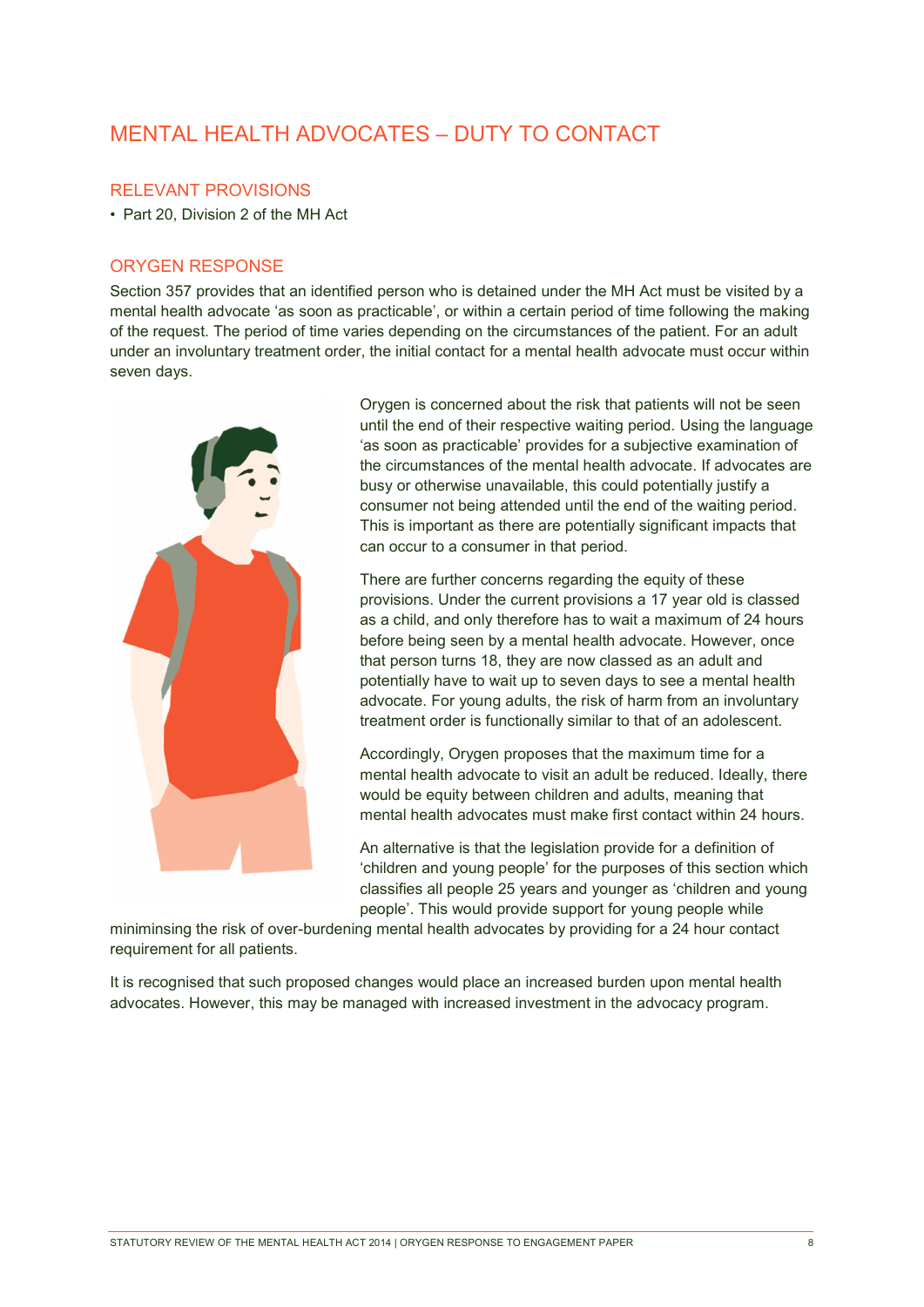## MENTAL HEALTH ADVOCATES – DUTY TO CONTACT

### RELEVANT PROVISIONS

- Part 20, Division 2 of the MH Act

### ORYGEN RESPONSE

Section 357 provides that an identified person who is detained under the MH Act must be visited by a mental health advocate 'as soon as practicable', or within a certain period of time following the making of the request. The period of time varies depending on the circumstances of the patient. For an adult under an involuntary treatment order, the initial contact for a mental health advocate must occur within seven days.

Orygen is concerned about the risk that patients will not be seen until the end of their respective waiting period. Using the language 'as soon as practicable' provides for a subjective examination of the circumstances of the mental health advocate. If advocates are busy or otherwise unavailable, this could potentially justify a consumer not being attended until the end of the waiting period. This is important as there are potentially significant impacts that can occur to a consumer in that period.

There are further concerns regarding the equity of these provisions. Under the current provisions a 17 year old is classed as a child, and only therefore has to wait a maximum of 24 hours before being seen by a mental health advocate. However, once that person turns 18, they are now classed as an adult and potentially have to wait up to seven days to see a mental health advocate. For young adults, the risk of harm from an involuntary treatment order is functionally similar to that of an adolescent.

Accordingly, Orygen proposes that the maximum time for a mental health advocate to visit an adult be reduced. Ideally, there would be equity between children and adults, meaning that mental health advocates must make first contact within 24 hours.

An alternative is that the legislation provide for a definition of 'children and young people' for the purposes of this section which classifies all people 25 years and younger as 'children and young people'. This would provide support for young people while miniminsing the risk of over-burdening mental health advocates by providing for a 24 hour contact requirement for all patients.

It is recognised that such proposed changes would place an increased burden upon mental health advocates. However, this may be managed with increased investment in the advocacy program.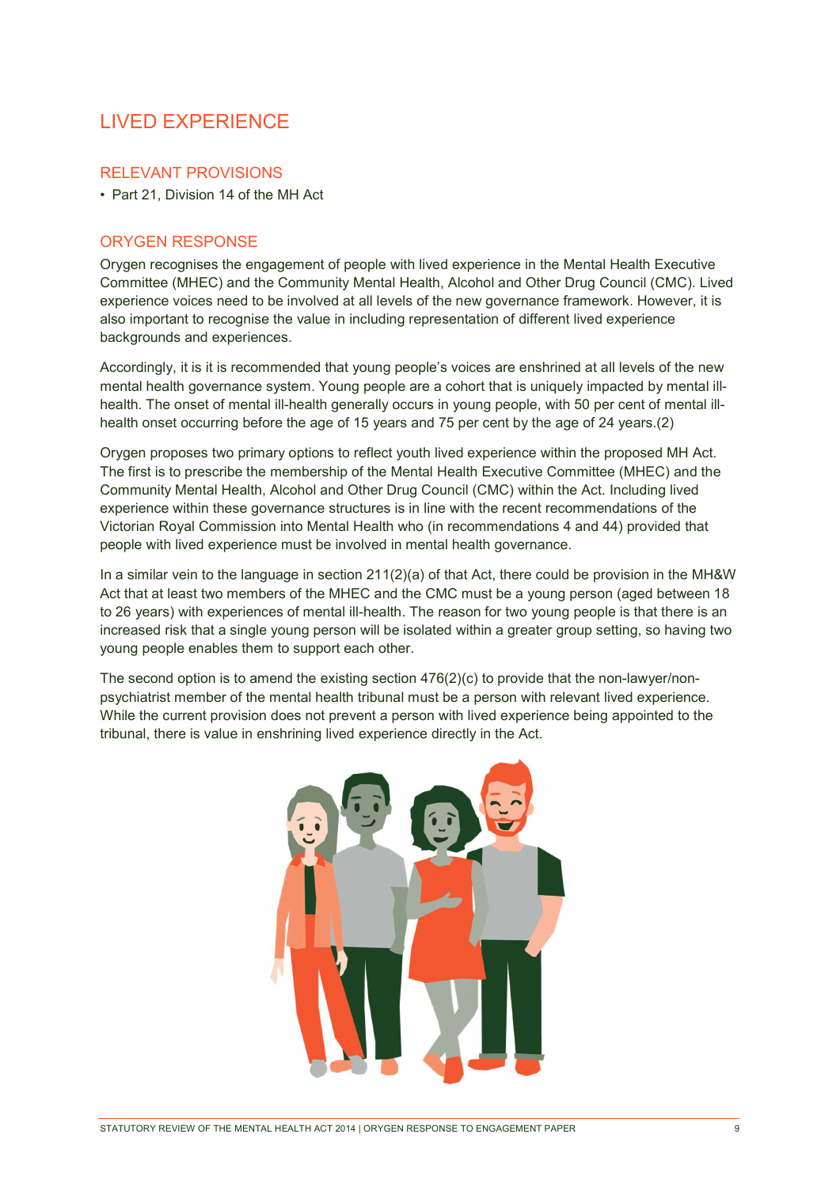# LIVED EXPERIENCE

## RELEVANT PROVISIONS

- Part 21, Division 14 of the MH Act

## ORYGEN RESPONSE

Orygen recognises the engagement of people with lived experience in the Mental Health Executive Committee (MHEC) and the Community Mental Health, Alcohol and Other Drug Council (CMC). Lived experience voices need to be involved at all levels of the new governance framework. However, it is also important to recognise the value in including representation of different lived experience backgrounds and experiences.

Accordingly, it is it is recommended that young people's voices are enshrined at all levels of the new mental health governance system. Young people are a cohort that is uniquely impacted by mental ill-health. The onset of mental ill-health generally occurs in young people, with 50 per cent of mental ill-health onset occurring before the age of 15 years and 75 per cent by the age of 24 years.(2)

Orygen proposes two primary options to reflect youth lived experience within the proposed MH Act. The first is to prescribe the membership of the Mental Health Executive Committee (MHEC) and the Community Mental Health, Alcohol and Other Drug Council (CMC) within the Act. Including lived experience within these governance structures is in line with the recent recommendations of the Victorian Royal Commission into Mental Health who (in recommendations 4 and 44) provided that people with lived experience must be involved in mental health governance.

In a similar vein to the language in section 211(2)(a) of that Act, there could be provision in the MH&W Act that at least two members of the MHEC and the CMC must be a young person (aged between 18 to 26 years) with experiences of mental ill-health. The reason for two young people is that there is an increased risk that a single young person will be isolated within a greater group setting, so having two young people enables them to support each other.

The second option is to amend the existing section 476(2)(c) to provide that the non-lawyer/non-psychiatrist member of the mental health tribunal must be a person with relevant lived experience. While the current provision does not prevent a person with lived experience being appointed to the tribunal, there is value in enshrining lived experience directly in the Act.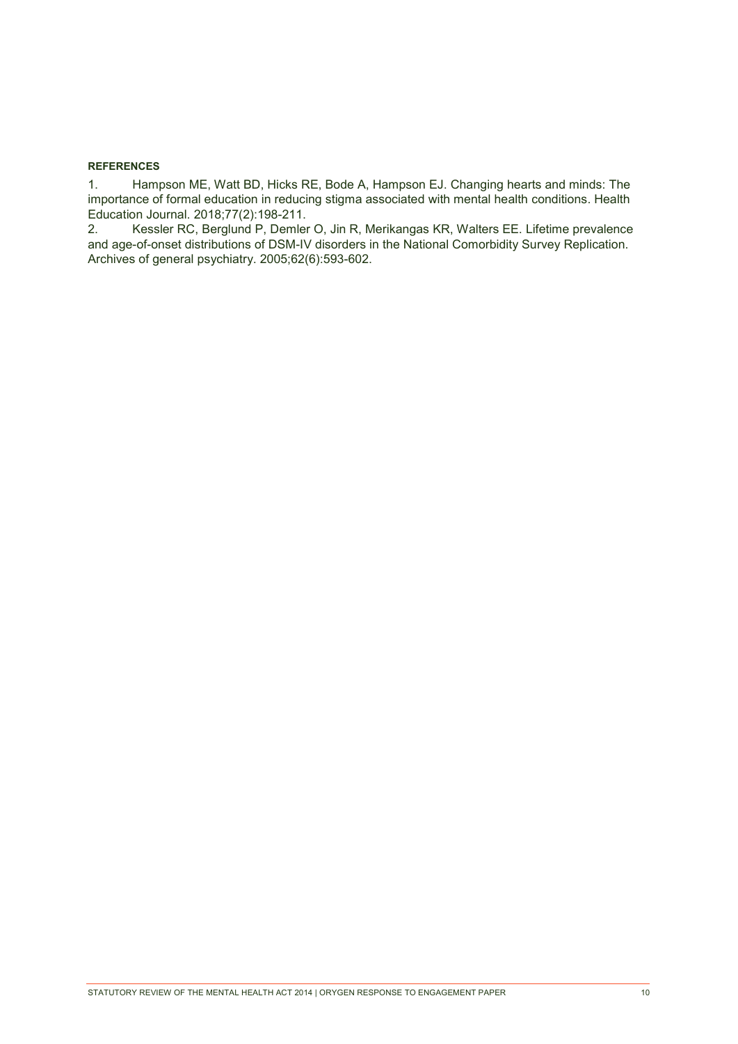**REFERENCES**

1. Hampson ME, Watt BD, Hicks RE, Bode A, Hampson EJ. Changing hearts and minds: The importance of formal education in reducing stigma associated with mental health conditions. Health Education Journal. 2018;77(2):198-211.
2. Kessler RC, Berglund P, Demler O, Jin R, Merikangas KR, Walters EE. Lifetime prevalence and age-of-onset distributions of DSM-IV disorders in the National Comorbidity Survey Replication. Archives of general psychiatry. 2005;62(6):593-602.